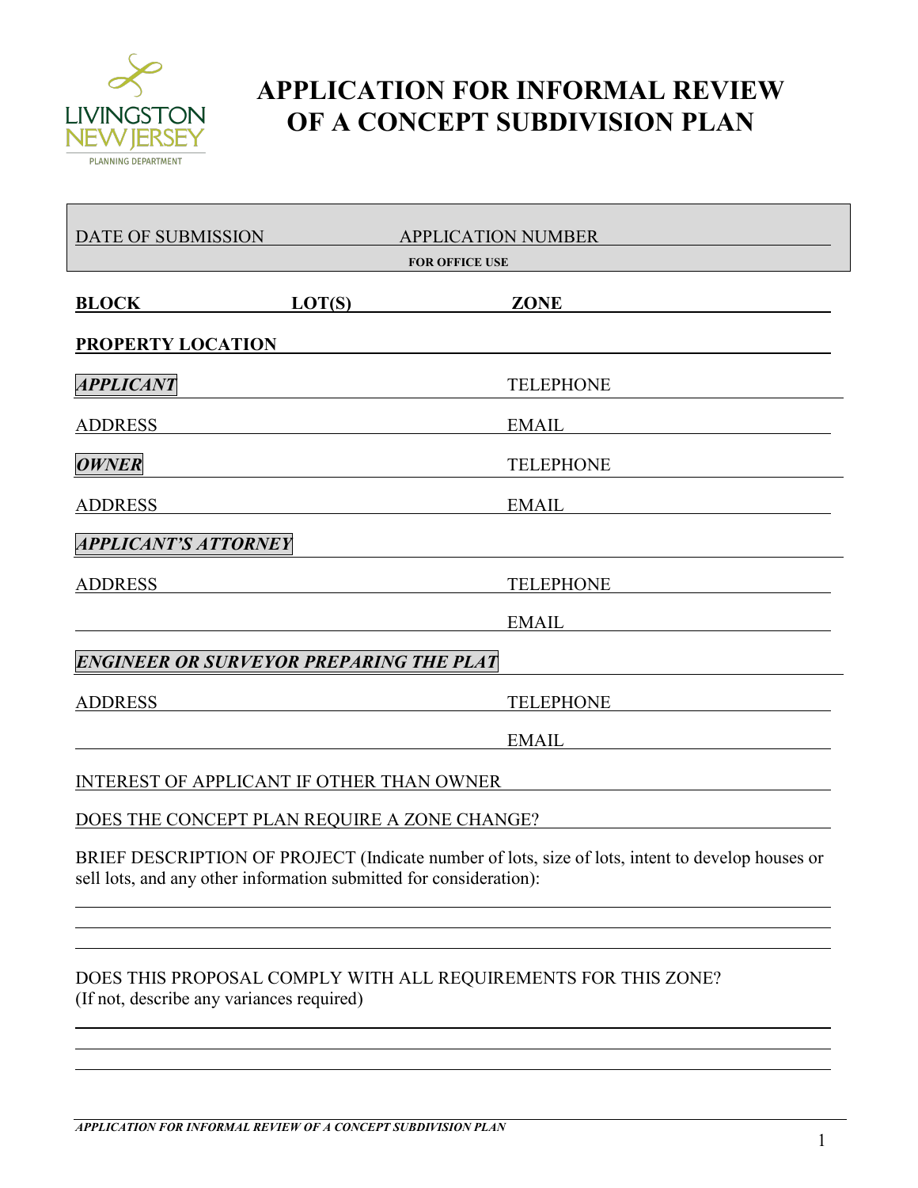LIVINGSTON NEW JERSEY
PLANNING DEPARTMENT

# APPLICATION FOR INFORMAL REVIEW OF A CONCEPT SUBDIVISION PLAN

DATE OF SUBMISSION ____________ APPLICATION NUMBER ____________

**FOR OFFICE USE**

**BLOCK** ____________ **LOT(S)** ____________ **ZONE** ____________

**PROPERTY LOCATION** ____________

***APPLICANT*** ____________ TELEPHONE ____________

ADDRESS ____________ EMAIL ____________

***OWNER*** ____________ TELEPHONE ____________

ADDRESS ____________ EMAIL ____________

***APPLICANT'S ATTORNEY*** ____________

ADDRESS ____________ TELEPHONE ____________

____________ EMAIL ____________

***ENGINEER OR SURVEYOR PREPARING THE PLAT*** ____________

ADDRESS ____________ TELEPHONE ____________

____________ EMAIL ____________

INTEREST OF APPLICANT IF OTHER THAN OWNER ____________

DOES THE CONCEPT PLAN REQUIRE A ZONE CHANGE? ____________

BRIEF DESCRIPTION OF PROJECT (Indicate number of lots, size of lots, intent to develop houses or sell lots, and any other information submitted for consideration):

____________

____________

____________

DOES THIS PROPOSAL COMPLY WITH ALL REQUIREMENTS FOR THIS ZONE?
(If not, describe any variances required)

____________

____________

____________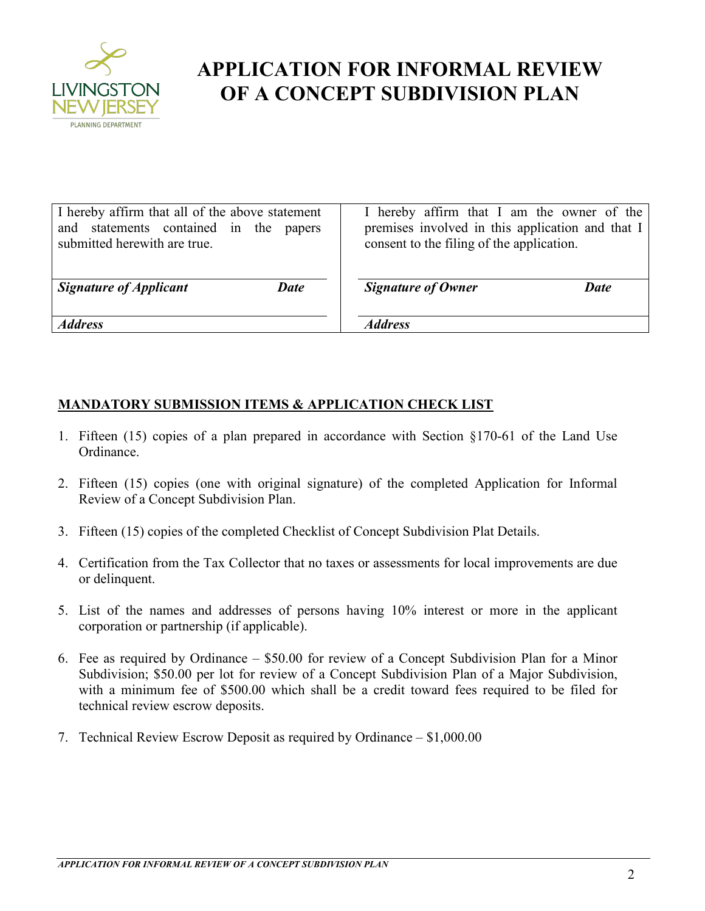# APPLICATION FOR INFORMAL REVIEW OF A CONCEPT SUBDIVISION PLAN

| | |
|---|---|
| I hereby affirm that all of the above statement and statements contained in the papers submitted herewith are true. | I hereby affirm that I am the owner of the premises involved in this application and that I consent to the filing of the application. |
| ***Signature of Applicant*** ***Date*** | ***Signature of Owner*** ***Date*** |
| ***Address*** | ***Address*** |

**MANDATORY SUBMISSION ITEMS & APPLICATION CHECK LIST**

1. Fifteen (15) copies of a plan prepared in accordance with Section §170-61 of the Land Use Ordinance.
2. Fifteen (15) copies (one with original signature) of the completed Application for Informal Review of a Concept Subdivision Plan.
3. Fifteen (15) copies of the completed Checklist of Concept Subdivision Plat Details.
4. Certification from the Tax Collector that no taxes or assessments for local improvements are due or delinquent.
5. List of the names and addresses of persons having 10% interest or more in the applicant corporation or partnership (if applicable).
6. Fee as required by Ordinance – $50.00 for review of a Concept Subdivision Plan for a Minor Subdivision; $50.00 per lot for review of a Concept Subdivision Plan of a Major Subdivision, with a minimum fee of $500.00 which shall be a credit toward fees required to be filed for technical review escrow deposits.
7. Technical Review Escrow Deposit as required by Ordinance – $1,000.00